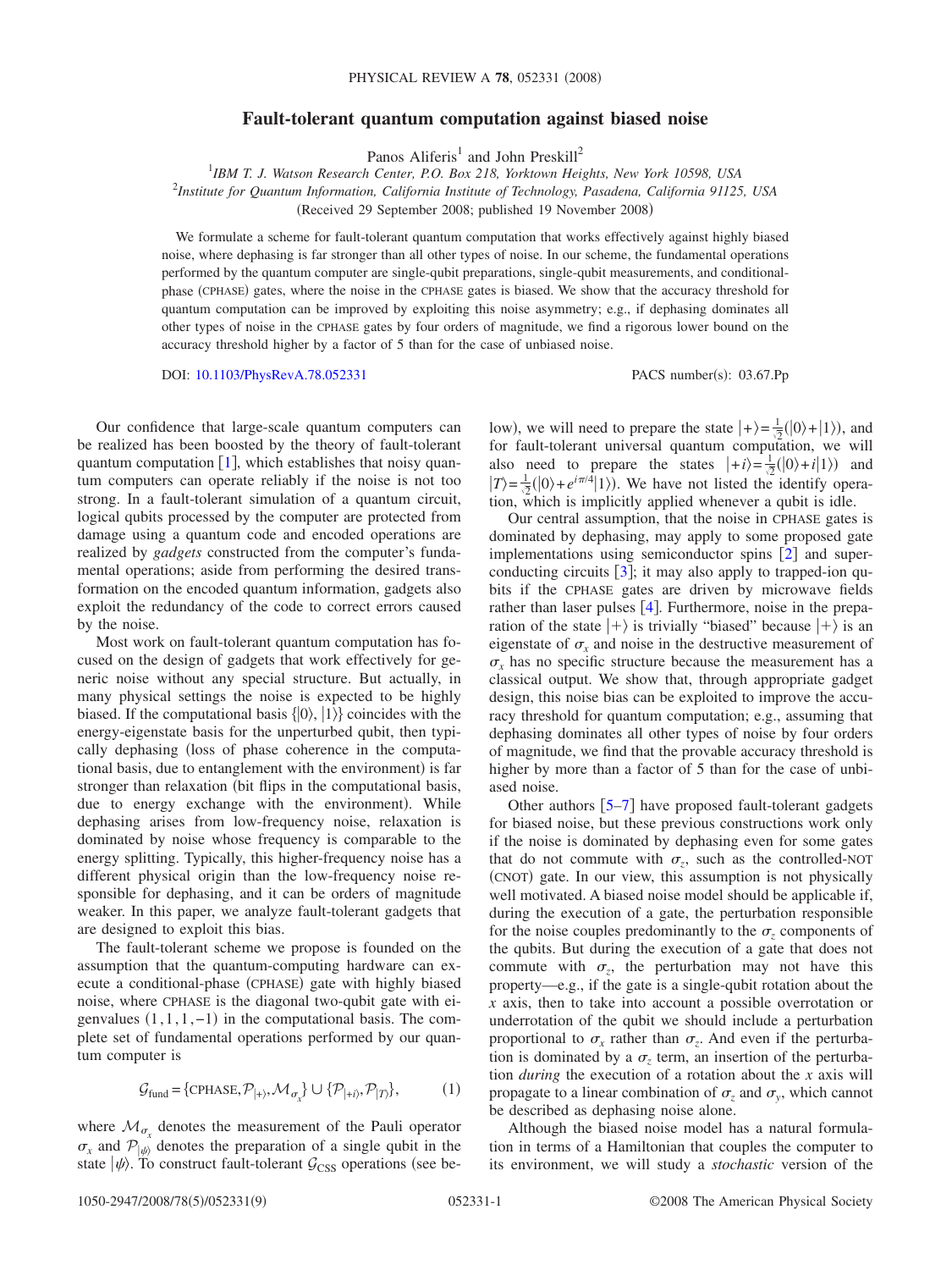# Fault-tolerant quantum computation against biased noise

Panos Aliferis[1] and John Preskill[2]

[1]*IBM T. J. Watson Research Center, P.O. Box 218, Yorktown Heights, New York 10598, USA*
[2]*Institute for Quantum Information, California Institute of Technology, Pasadena, California 91125, USA*

(Received 29 September 2008; published 19 November 2008)

We formulate a scheme for fault-tolerant quantum computation that works effectively against highly biased noise, where dephasing is far stronger than all other types of noise. In our scheme, the fundamental operations performed by the quantum computer are single-qubit preparations, single-qubit measurements, and conditional-phase (CPHASE) gates, where the noise in the CPHASE gates is biased. We show that the accuracy threshold for quantum computation can be improved by exploiting this noise asymmetry; e.g., if dephasing dominates all other types of noise in the CPHASE gates by four orders of magnitude, we find a rigorous lower bound on the accuracy threshold higher by a factor of 5 than for the case of unbiased noise.

DOI: 10.1103/PhysRevA.78.052331 PACS number(s): 03.67.Pp

Our confidence that large-scale quantum computers can be realized has been boosted by the theory of fault-tolerant quantum computation [1], which establishes that noisy quantum computers can operate reliably if the noise is not too strong. In a fault-tolerant simulation of a quantum circuit, logical qubits processed by the computer are protected from damage using a quantum code and encoded operations are realized by *gadgets* constructed from the computer's fundamental operations; aside from performing the desired transformation on the encoded quantum information, gadgets also exploit the redundancy of the code to correct errors caused by the noise.

Most work on fault-tolerant quantum computation has focused on the design of gadgets that work effectively for generic noise without any special structure. But actually, in many physical settings the noise is expected to be highly biased. If the computational basis $\{|0\rangle, |1\rangle\}$ coincides with the energy-eigenstate basis for the unperturbed qubit, then typically dephasing (loss of phase coherence in the computational basis, due to entanglement with the environment) is far stronger than relaxation (bit flips in the computational basis, due to energy exchange with the environment). While dephasing arises from low-frequency noise, relaxation is dominated by noise whose frequency is comparable to the energy splitting. Typically, this higher-frequency noise has a different physical origin than the low-frequency noise responsible for dephasing, and it can be orders of magnitude weaker. In this paper, we analyze fault-tolerant gadgets that are designed to exploit this bias.

The fault-tolerant scheme we propose is founded on the assumption that the quantum-computing hardware can execute a conditional-phase (CPHASE) gate with highly biased noise, where CPHASE is the diagonal two-qubit gate with eigenvalues $(1,1,1,-1)$ in the computational basis. The complete set of fundamental operations performed by our quantum computer is

$$\mathcal{G}_{\text{fund}} = \{\text{CPHASE}, \mathcal{P}_{|+\rangle}, \mathcal{M}_{\sigma_x}\} \cup \{\mathcal{P}_{|+i\rangle}, \mathcal{P}_{|T\rangle}\}, \tag{1}$$

where $\mathcal{M}_{\sigma_x}$ denotes the measurement of the Pauli operator $\sigma_x$ and $\mathcal{P}_{|\psi\rangle}$ denotes the preparation of a single qubit in the state $|\psi\rangle$. To construct fault-tolerant $\mathcal{G}_{\text{CSS}}$ operations (see below), we will need to prepare the state $|+\rangle = \frac{1}{\sqrt{2}}(|0\rangle + |1\rangle)$, and for fault-tolerant universal quantum computation, we will also need to prepare the states $|+i\rangle = \frac{1}{\sqrt{2}}(|0\rangle + i|1\rangle)$ and $|T\rangle = \frac{1}{\sqrt{2}}(|0\rangle + e^{i\pi/4}|1\rangle)$. We have not listed the identify operation, which is implicitly applied whenever a qubit is idle.

Our central assumption, that the noise in CPHASE gates is dominated by dephasing, may apply to some proposed gate implementations using semiconductor spins [2] and superconducting circuits [3]; it may also apply to trapped-ion qubits if the CPHASE gates are driven by microwave fields rather than laser pulses [4]. Furthermore, noise in the preparation of the state $|+\rangle$ is trivially "biased" because $|+\rangle$ is an eigenstate of $\sigma_x$ and noise in the destructive measurement of $\sigma_x$ has no specific structure because the measurement has a classical output. We show that, through appropriate gadget design, this noise bias can be exploited to improve the accuracy threshold for quantum computation; e.g., assuming that dephasing dominates all other types of noise by four orders of magnitude, we find that the provable accuracy threshold is higher by more than a factor of 5 than for the case of unbiased noise.

Other authors [5–7] have proposed fault-tolerant gadgets for biased noise, but these previous constructions work only if the noise is dominated by dephasing even for some gates that do not commute with $\sigma_z$, such as the controlled-NOT (CNOT) gate. In our view, this assumption is not physically well motivated. A biased noise model should be applicable if, during the execution of a gate, the perturbation responsible for the noise couples predominantly to the $\sigma_z$ components of the qubits. But during the execution of a gate that does not commute with $\sigma_z$, the perturbation may not have this property—e.g., if the gate is a single-qubit rotation about the $x$ axis, then to take into account a possible overrotation or underrotation of the qubit we should include a perturbation proportional to $\sigma_x$ rather than $\sigma_z$. And even if the perturbation is dominated by a $\sigma_z$ term, an insertion of the perturbation *during* the execution of a rotation about the $x$ axis will propagate to a linear combination of $\sigma_z$ and $\sigma_y$, which cannot be described as dephasing noise alone.

Although the biased noise model has a natural formulation in terms of a Hamiltonian that couples the computer to its environment, we will study a *stochastic* version of the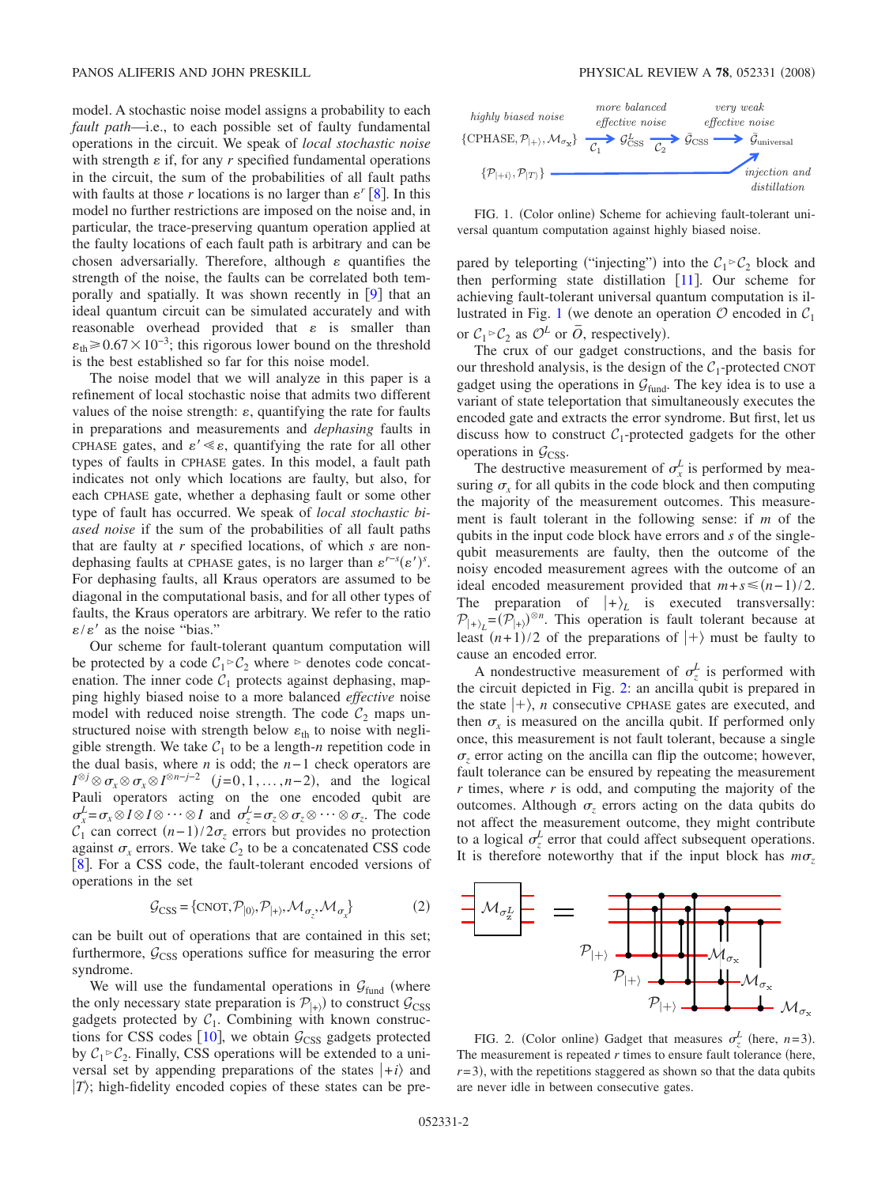model. A stochastic noise model assigns a probability to each *fault path*—i.e., to each possible set of faulty fundamental operations in the circuit. We speak of *local stochastic noise* with strength $\varepsilon$ if, for any $r$ specified fundamental operations in the circuit, the sum of the probabilities of all fault paths with faults at those $r$ locations is no larger than $\varepsilon^r$ [8]. In this model no further restrictions are imposed on the noise and, in particular, the trace-preserving quantum operation applied at the faulty locations of each fault path is arbitrary and can be chosen adversarially. Therefore, although $\varepsilon$ quantifies the strength of the noise, the faults can be correlated both temporally and spatially. It was shown recently in [9] that an ideal quantum circuit can be simulated accurately and with reasonable overhead provided that $\varepsilon$ is smaller than $\varepsilon_{\text{th}} \geq 0.67 \times 10^{-3}$; this rigorous lower bound on the threshold is the best established so far for this noise model.

The noise model that we will analyze in this paper is a refinement of local stochastic noise that admits two different values of the noise strength: $\varepsilon$, quantifying the rate for faults in preparations and measurements and *dephasing* faults in CPHASE gates, and $\varepsilon' \ll \varepsilon$, quantifying the rate for all other types of faults in CPHASE gates. In this model, a fault path indicates not only which locations are faulty, but also, for each CPHASE gate, whether a dephasing fault or some other type of fault has occurred. We speak of *local stochastic biased noise* if the sum of the probabilities of all fault paths that are faulty at $r$ specified locations, of which $s$ are nondephasing faults at CPHASE gates, is no larger than $\varepsilon^{r-s}(\varepsilon')^s$. For dephasing faults, all Kraus operators are assumed to be diagonal in the computational basis, and for all other types of faults, the Kraus operators are arbitrary. We refer to the ratio $\varepsilon/\varepsilon'$ as the noise "bias."

Our scheme for fault-tolerant quantum computation will be protected by a code $\mathcal{C}_1 \triangleright \mathcal{C}_2$ where $\triangleright$ denotes code concatenation. The inner code $\mathcal{C}_1$ protects against dephasing, mapping highly biased noise to a more balanced *effective* noise model with reduced noise strength. The code $\mathcal{C}_2$ maps unstructured noise with strength below $\varepsilon_{\text{th}}$ to noise with negligible strength. We take $\mathcal{C}_1$ to be a length-$n$ repetition code in the dual basis, where $n$ is odd; the $n-1$ check operators are $I^{\otimes j} \otimes \sigma_x \otimes \sigma_x \otimes I^{\otimes n-j-2}$ $(j=0,1,\ldots,n-2)$, and the logical Pauli operators acting on the one encoded qubit are $\sigma_x^L = \sigma_x \otimes I \otimes I \otimes \cdots \otimes I$ and $\sigma_z^L = \sigma_z \otimes \sigma_z \otimes \cdots \otimes \sigma_z$. The code $\mathcal{C}_1$ can correct $(n-1)/2\sigma_z$ errors but provides no protection against $\sigma_x$ errors. We take $\mathcal{C}_2$ to be a concatenated CSS code [8]. For a CSS code, the fault-tolerant encoded versions of operations in the set

$$\mathcal{G}_{\text{CSS}} = \{\text{CNOT}, \mathcal{P}_{|0\rangle}, \mathcal{P}_{|+\rangle}, \mathcal{M}_{\sigma_z}, \mathcal{M}_{\sigma_x}\} \tag{2}$$

can be built out of operations that are contained in this set; furthermore, $\mathcal{G}_{\text{CSS}}$ operations suffice for measuring the error syndrome.

We will use the fundamental operations in $\mathcal{G}_{\text{fund}}$ (where the only necessary state preparation is $\mathcal{P}_{|+\rangle}$) to construct $\mathcal{G}_{\text{CSS}}$ gadgets protected by $\mathcal{C}_1$. Combining with known constructions for CSS codes [10], we obtain $\mathcal{G}_{\text{CSS}}$ gadgets protected by $\mathcal{C}_1 \triangleright \mathcal{C}_2$. Finally, CSS operations will be extended to a universal set by appending preparations of the states $|+i\rangle$ and $|T\rangle$; high-fidelity encoded copies of these states can be prepared by teleporting ("injecting") into the $\mathcal{C}_1 \triangleright \mathcal{C}_2$ block and then performing state distillation [11]. Our scheme for achieving fault-tolerant universal quantum computation is illustrated in Fig. 1 (we denote an operation $\mathcal{O}$ encoded in $\mathcal{C}_1$ or $\mathcal{C}_1 \triangleright \mathcal{C}_2$ as $\mathcal{O}^L$ or $\bar{\mathcal{O}}$, respectively).

FIG. 1. (Color online) Scheme for achieving fault-tolerant universal quantum computation against highly biased noise.

The crux of our gadget constructions, and the basis for our threshold analysis, is the design of the $\mathcal{C}_1$-protected CNOT gadget using the operations in $\mathcal{G}_{\text{fund}}$. The key idea is to use a variant of state teleportation that simultaneously executes the encoded gate and extracts the error syndrome. But first, let us discuss how to construct $\mathcal{C}_1$-protected gadgets for the other operations in $\mathcal{G}_{\text{CSS}}$.

The destructive measurement of $\sigma_x^L$ is performed by measuring $\sigma_x$ for all qubits in the code block and then computing the majority of the measurement outcomes. This measurement is fault tolerant in the following sense: if $m$ of the qubits in the input code block have errors and $s$ of the single-qubit measurements are faulty, then the outcome of the noisy encoded measurement agrees with the outcome of an ideal encoded measurement provided that $m+s \leq (n-1)/2$. The preparation of $|+\rangle_L$ is executed transversally: $\mathcal{P}_{|+\rangle_L} = (\mathcal{P}_{|+\rangle})^{\otimes n}$. This operation is fault tolerant because at least $(n+1)/2$ of the preparations of $|+\rangle$ must be faulty to cause an encoded error.

A nondestructive measurement of $\sigma_z^L$ is performed with the circuit depicted in Fig. 2: an ancilla qubit is prepared in the state $|+\rangle$, $n$ consecutive CPHASE gates are executed, and then $\sigma_x$ is measured on the ancilla qubit. If performed only once, this measurement is not fault tolerant, because a single $\sigma_z$ error acting on the ancilla qubit can flip the outcome; however, fault tolerance can be ensured by repeating the measurement $r$ times, where $r$ is odd, and computing the majority of the outcomes. Although $\sigma_z$ errors acting on the data qubits do not affect the measurement outcome, they might contribute to a logical $\sigma_z^L$ error that could affect subsequent operations. It is therefore noteworthy that if the input block has $m\sigma_z$

FIG. 2. (Color online) Gadget that measures $\sigma_z^L$ (here, $n=3$). The measurement is repeated $r$ times to ensure fault tolerance (here, $r=3$), with the repetitions staggered as shown so that the data qubits are never idle in between consecutive gates.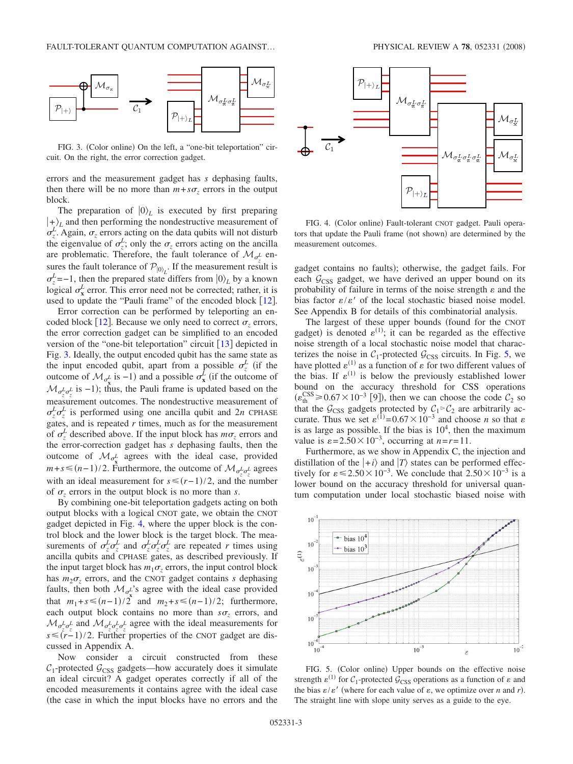FIG. 3. (Color online) On the left, a "one-bit teleportation" circuit. On the right, the error correction gadget.

errors and the measurement gadget has $s$ dephasing faults, then there will be no more than $m+s\sigma_z$ errors in the output block.

The preparation of $|0\rangle_L$ is executed by first preparing $|+\rangle_L$ and then performing the nondestructive measurement of $\sigma_z^L$. Again, $\sigma_z$ errors acting on the data qubits will not disturb the eigenvalue of $\sigma_z^L$; only the $\sigma_z$ errors acting on the ancilla are problematic. Therefore, the fault tolerance of $\mathcal{M}_{\sigma_z^L}$ ensures the fault tolerance of $\mathcal{P}_{|0\rangle_L}$. If the measurement result is $\sigma_z^L=-1$, then the prepared state differs from $|0\rangle_L$ by a known logical $\sigma_{\mathbf{x}}^L$ error. This error need not be corrected; rather, it is used to update the "Pauli frame" of the encoded block [12].

Error correction can be performed by teleporting an encoded block [12]. Because we only need to correct $\sigma_z$ errors, the error correction gadget can be simplified to an encoded version of the "one-bit teleportation" circuit [13] depicted in Fig. 3. Ideally, the output encoded qubit has the same state as the input encoded qubit, apart from a possible $\sigma_z^L$ (if the outcome of $\mathcal{M}_{\sigma_{\mathbf{x}}^L}$ is $-1$) and a possible $\sigma_{\mathbf{x}}^L$ (if the outcome of $\mathcal{M}_{\sigma_z^L\sigma_z^L}$ is $-1$); thus, the Pauli frame is updated based on the measurement outcomes. The nondestructive measurement of $\sigma_z^L\sigma_z^L$ is performed using one ancilla qubit and $2n$ CPHASE gates, and is repeated $r$ times, much as for the measurement of $\sigma_z^L$ described above. If the input block has $m\sigma_z$ errors and the error-correction gadget has $s$ dephasing faults, then the outcome of $\mathcal{M}_{\sigma_{\mathbf{x}}^L}$ agrees with the ideal case, provided $m+s\leq(n-1)/2$. Furthermore, the outcome of $\mathcal{M}_{\sigma_z^L\sigma_z^L}$ agrees with an ideal measurement for $s\leq(r-1)/2$, and the number of $\sigma_z$ errors in the output block is no more than $s$.

By combining one-bit teleportation gadgets acting on both output blocks with a logical CNOT gate, we obtain the CNOT gadget depicted in Fig. 4, where the upper block is the control block and the lower block is the target block. The measurements of $\sigma_z^L\sigma_z^L$ and $\sigma_z^L\sigma_z^L\sigma_z^L$ are repeated $r$ times using ancilla qubits and CPHASE gates, as described previously. If the input target block has $m_1\sigma_z$ errors, the input control block has $m_2\sigma_z$ errors, and the CNOT gadget contains $s$ dephasing faults, then both $\mathcal{M}_{\sigma_{\mathbf{x}}^L}$'s agree with the ideal case provided that $m_1+s\leq(n-1)/2$ and $m_2+s\leq(n-1)/2$; furthermore, each output block contains no more than $s\sigma_z$ errors, and $\mathcal{M}_{\sigma_z^L\sigma_z^L}$ and $\mathcal{M}_{\sigma_z^L\sigma_z^L\sigma_z^L}$ agree with the ideal measurements for $s\leq(r-1)/2$. Further properties of the CNOT gadget are discussed in Appendix A.

Now consider a circuit constructed from these $\mathcal{C}_1$-protected $\mathcal{G}_{\text{CSS}}$ gadgets—how accurately does it simulate an ideal circuit? A gadget operates correctly if all of the encoded measurements it contains agree with the ideal case (the case in which the input blocks have no errors and the gadget contains no faults); otherwise, the gadget fails. For each $\mathcal{G}_{\text{CSS}}$ gadget, we have derived an upper bound on its probability of failure in terms of the noise strength $\varepsilon$ and the bias factor $\varepsilon/\varepsilon'$ of the local stochastic biased noise model. See Appendix B for details of this combinatorial analysis.

FIG. 4. (Color online) Fault-tolerant CNOT gadget. Pauli operators that update the Pauli frame (not shown) are determined by the measurement outcomes.

The largest of these upper bounds (found for the CNOT gadget) is denoted $\varepsilon^{(1)}$; it can be regarded as the effective noise strength of a local stochastic noise model that characterizes the noise in $\mathcal{C}_1$-protected $\mathcal{G}_{\text{CSS}}$ circuits. In Fig. 5, we have plotted $\varepsilon^{(1)}$ as a function of $\varepsilon$ for two different values of the bias. If $\varepsilon^{(1)}$ is below the previously established lower bound on the accuracy threshold for CSS operations ($\varepsilon_{\text{th}}^{\text{CSS}}\geq 0.67\times10^{-3}$ [9]), then we can choose the code $\mathcal{C}_2$ so that the $\mathcal{G}_{\text{CSS}}$ gadgets protected by $\mathcal{C}_1 \triangleright \mathcal{C}_2$ are arbitrarily accurate. Thus we set $\varepsilon^{(1)}=0.67\times10^{-3}$ and choose $n$ so that $\varepsilon$ is as large as possible. If the bias is $10^4$, then the maximum value is $\varepsilon=2.50\times10^{-3}$, occurring at $n=r=11$.

Furthermore, as we show in Appendix C, the injection and distillation of the $|+i\rangle$ and $|T\rangle$ states can be performed effectively for $\varepsilon\leq2.50\times10^{-3}$. We conclude that $2.50\times10^{-3}$ is a lower bound on the accuracy threshold for universal quantum computation under local stochastic biased noise with

FIG. 5. (Color online) Upper bounds on the effective noise strength $\varepsilon^{(1)}$ for $\mathcal{C}_1$-protected $\mathcal{G}_{\text{CSS}}$ operations as a function of $\varepsilon$ and the bias $\varepsilon/\varepsilon'$ (where for each value of $\varepsilon$, we optimize over $n$ and $r$). The straight line with slope unity serves as a guide to the eye.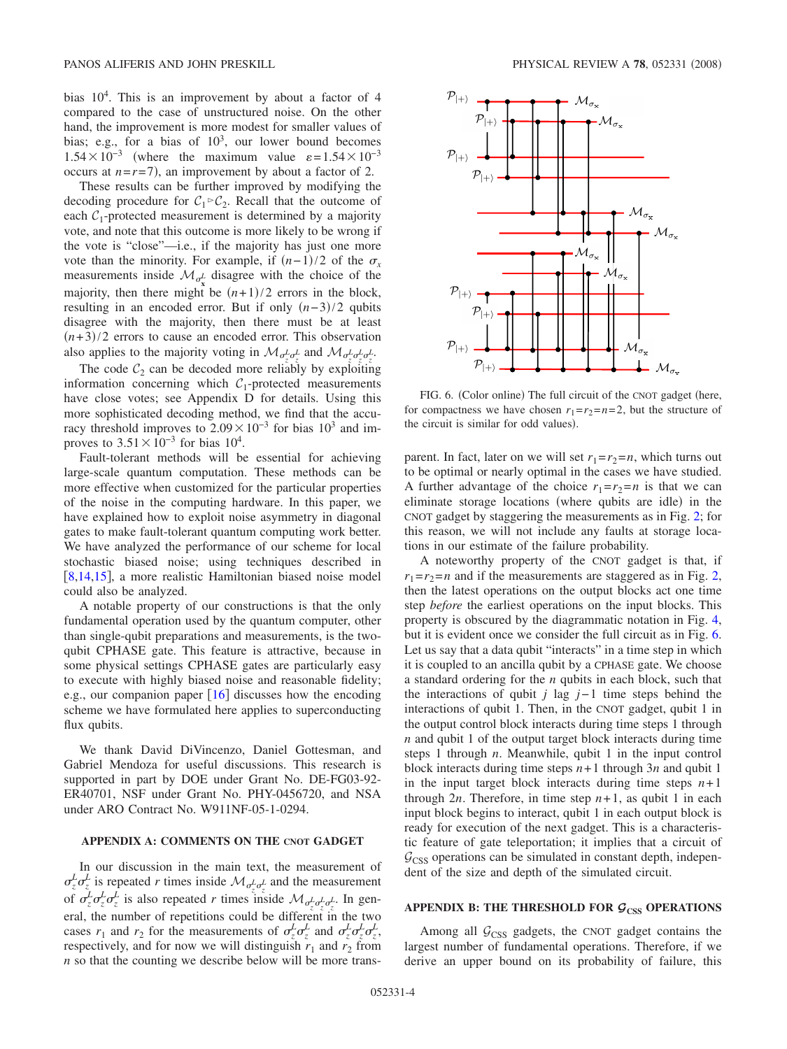bias $10^4$. This is an improvement by about a factor of 4 compared to the case of unstructured noise. On the other hand, the improvement is more modest for smaller values of bias; e.g., for a bias of $10^3$, our lower bound becomes $1.54\times10^{-3}$ (where the maximum value $\varepsilon=1.54\times10^{-3}$ occurs at $n=r=7$), an improvement by about a factor of 2.

These results can be further improved by modifying the decoding procedure for $\mathcal{C}_1 \triangleright \mathcal{C}_2$. Recall that the outcome of each $\mathcal{C}_1$-protected measurement is determined by a majority vote, and note that this outcome is more likely to be wrong if the vote is "close"—i.e., if the majority has just one more vote than the minority. For example, if $(n-1)/2$ of the $\sigma_x$ measurements inside $\mathcal{M}_{\sigma_x^L}$ disagree with the choice of the majority, then there might be $(n+1)/2$ errors in the block, resulting in an encoded error. But if only $(n-3)/2$ qubits disagree with the majority, then there must be at least $(n+3)/2$ errors to cause an encoded error. This observation also applies to the majority voting in $\mathcal{M}_{\sigma_z^L\sigma_z^L}$ and $\mathcal{M}_{\sigma_z^L\sigma_z^L\sigma_z^L}$.

The code $\mathcal{C}_2$ can be decoded more reliably by exploiting information concerning which $\mathcal{C}_1$-protected measurements have close votes; see Appendix D for details. Using this more sophisticated decoding method, we find that the accuracy threshold improves to $2.09\times10^{-3}$ for bias $10^3$ and improves to $3.51\times10^{-3}$ for bias $10^4$.

Fault-tolerant methods will be essential for achieving large-scale quantum computation. These methods can be more effective when customized for the particular properties of the noise in the computing hardware. In this paper, we have explained how to exploit noise asymmetry in diagonal gates to make fault-tolerant quantum computing work better. We have analyzed the performance of our scheme for local stochastic biased noise; using techniques described in [8,14,15], a more realistic Hamiltonian biased noise model could also be analyzed.

A notable property of our constructions is that the only fundamental operation used by the quantum computer, other than single-qubit preparations and measurements, is the two-qubit CPHASE gate. This feature is attractive, because in some physical settings CPHASE gates are particularly easy to execute with highly biased noise and reasonable fidelity; e.g., our companion paper [16] discusses how the encoding scheme we have formulated here applies to superconducting flux qubits.

We thank David DiVincenzo, Daniel Gottesman, and Gabriel Mendoza for useful discussions. This research is supported in part by DOE under Grant No. DE-FG03-92-ER40701, NSF under Grant No. PHY-0456720, and NSA under ARO Contract No. W911NF-05-1-0294.

## APPENDIX A: COMMENTS ON THE CNOT GADGET

In our discussion in the main text, the measurement of $\sigma_z^L\sigma_z^L$ is repeated $r$ times inside $\mathcal{M}_{\sigma_z^L\sigma_z^L}$ and the measurement of $\sigma_z^L\sigma_z^L\sigma_z^L$ is also repeated $r$ times inside $\mathcal{M}_{\sigma_z^L\sigma_z^L\sigma_z^L}$. In general, the number of repetitions could be different in the two cases $r_1$ and $r_2$ for the measurements of $\sigma_z^L\sigma_z^L$ and $\sigma_z^L\sigma_z^L\sigma_z^L$, respectively, and for now we will distinguish $r_1$ and $r_2$ from $n$ so that the counting we describe below will be more transparent. In fact, later on we will set $r_1=r_2=n$, which turns out to be optimal or nearly optimal in the cases we have studied. A further advantage of the choice $r_1=r_2=n$ is that we can eliminate storage locations (where qubits are idle) in the CNOT gadget by staggering the measurements as in Fig. 2; for this reason, we will not include any faults at storage locations in our estimate of the failure probability.

FIG. 6. (Color online) The full circuit of the CNOT gadget (here, for compactness we have chosen $r_1=r_2=n=2$, but the structure of the circuit is similar for odd values).

A noteworthy property of the CNOT gadget is that, if $r_1=r_2=n$ and if the measurements are staggered as in Fig. 2, then the last operations on the output blocks act one time step *before* the earliest operations on the input blocks. This property is obscured by the diagrammatic notation in Fig. 4, but it is evident once we consider the full circuit as in Fig. 6. Let us say that a data qubit "interacts" in a time step in which it is coupled to an ancilla qubit by a CPHASE gate. We choose a standard ordering for the $n$ qubits in each block, such that the interactions of qubit $j$ lag $j-1$ time steps behind the interactions of qubit 1. Then, in the CNOT gadget, qubit 1 in the output control block interacts during time steps 1 through $n$ and qubit 1 of the output target block interacts during time steps 1 through $n$. Meanwhile, qubit 1 in the input control block interacts during time steps $n+1$ through $3n$ and qubit 1 in the input target block interacts during time steps $n+1$ through $2n$. Therefore, in time step $n+1$, as qubit 1 in each input block begins to interact, qubit 1 in each output block is ready for execution of the next gadget. This is a characteristic feature of gate teleportation; it implies that a circuit of $\mathcal{G}_{\rm CSS}$ operations can be simulated in constant depth, independent of the size and depth of the simulated circuit.

## APPENDIX B: THE THRESHOLD FOR $\mathcal{G}_{\rm CSS}$ OPERATIONS

Among all $\mathcal{G}_{\rm CSS}$ gadgets, the CNOT gadget contains the largest number of fundamental operations. Therefore, if we derive an upper bound on its probability of failure, this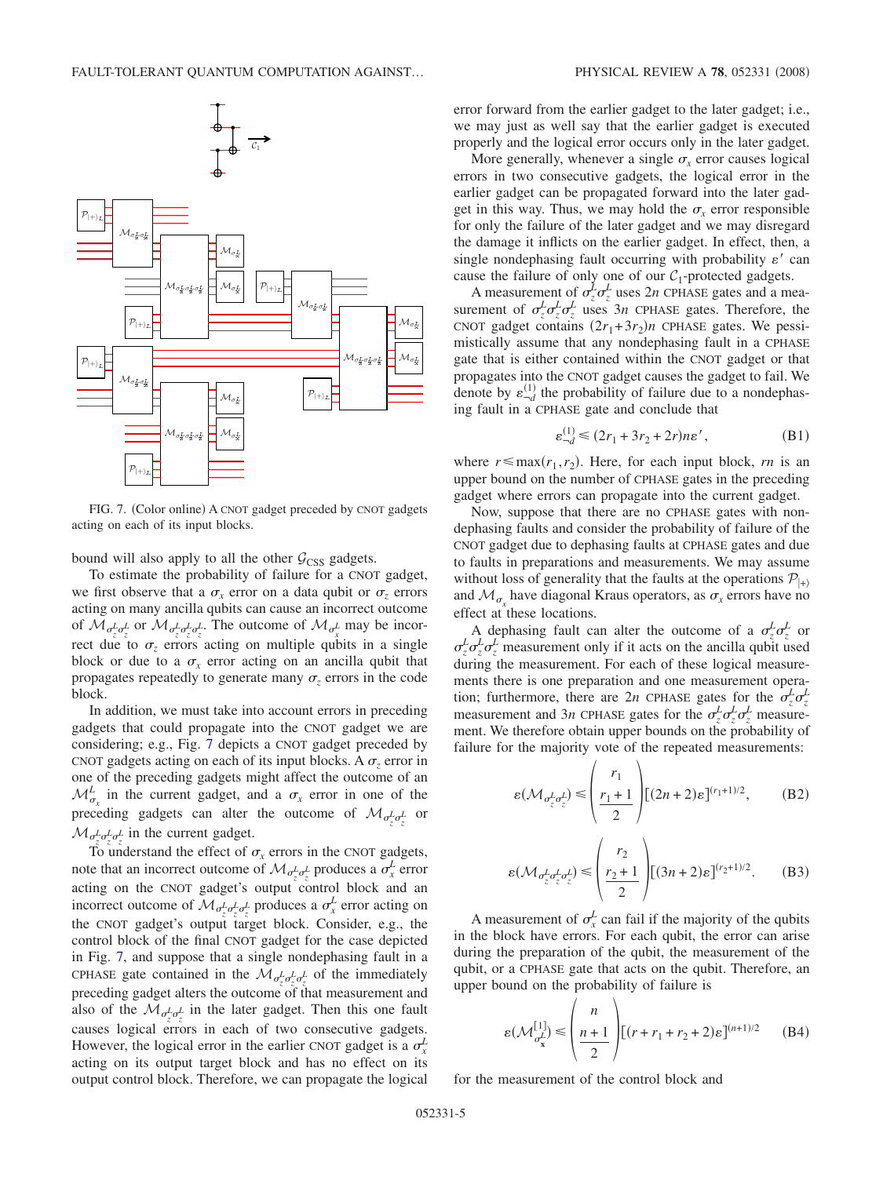FIG. 7. (Color online) A CNOT gadget preceded by CNOT gadgets acting on each of its input blocks.

bound will also apply to all the other $\mathcal{G}_{\text{CSS}}$ gadgets.

To estimate the probability of failure for a CNOT gadget, we first observe that a $\sigma_x$ error on a data qubit or $\sigma_z$ errors acting on many ancilla qubits can cause an incorrect outcome of $\mathcal{M}_{\sigma_z^L \sigma_z^L}$ or $\mathcal{M}_{\sigma_z^L \sigma_z^L \sigma_z^L}$. The outcome of $\mathcal{M}_{\sigma_x^L}$ may be incorrect due to $\sigma_z$ errors acting on multiple qubits in a single block or due to a $\sigma_x$ error acting on an ancilla qubit that propagates repeatedly to generate many $\sigma_z$ errors in the code block.

In addition, we must take into account errors in preceding gadgets that could propagate into the CNOT gadget we are considering; e.g., Fig. 7 depicts a CNOT gadget preceded by CNOT gadgets acting on each of its input blocks. A $\sigma_z$ error in one of the preceding gadgets might affect the outcome of an $\mathcal{M}_{\sigma_x}^L$ in the current gadget, and a $\sigma_x$ error in one of the preceding gadgets can alter the outcome of $\mathcal{M}_{\sigma_z^L \sigma_z^L}$ or $\mathcal{M}_{\sigma_z^L \sigma_z^L \sigma_z^L}$ in the current gadget.

To understand the effect of $\sigma_x$ errors in the CNOT gadgets, note that an incorrect outcome of $\mathcal{M}_{\sigma_z^L \sigma_z^L}$ produces a $\sigma_x^L$ error acting on the CNOT gadget's output control block and an incorrect outcome of $\mathcal{M}_{\sigma_z^L \sigma_z^L \sigma_z^L}$ produces a $\sigma_x^L$ error acting on the CNOT gadget's output target block. Consider, e.g., the control block of the final CNOT gadget for the case depicted in Fig. 7, and suppose that a single nondephasing fault in a CPHASE gate contained in the $\mathcal{M}_{\sigma_z^L \sigma_z^L \sigma_z^L}$ of the immediately preceding gadget alters the outcome of that measurement and also of the $\mathcal{M}_{\sigma_z^L \sigma_z^L}$ in the later gadget. Then this one fault causes logical errors in each of two consecutive gadgets. However, the logical error in the earlier CNOT gadget is a $\sigma_x^L$ acting on its output target block and has no effect on its output control block. Therefore, we can propagate the logical error forward from the earlier gadget to the later gadget; i.e., we may just as well say that the earlier gadget is executed properly and the logical error occurs only in the later gadget.

More generally, whenever a single $\sigma_x$ error causes logical errors in two consecutive gadgets, the logical error in the earlier gadget can be propagated forward into the later gadget in this way. Thus, we may hold the $\sigma_x$ error responsible for only the failure of the later gadget and we may disregard the damage it inflicts on the earlier gadget. In effect, then, a single nondephasing fault occurring with probability $\varepsilon'$ can cause the failure of only one of our $\mathcal{C}_1$-protected gadgets.

A measurement of $\sigma_z^L \sigma_z^L$ uses $2n$ CPHASE gates and a measurement of $\sigma_z^L \sigma_z^L \sigma_z^L$ uses $3n$ CPHASE gates. Therefore, the CNOT gadget contains $(2r_1 + 3r_2)n$ CPHASE gates. We pessimistically assume that any nondephasing fault in a CPHASE gate that is either contained within the CNOT gadget or that propagates into the CNOT gadget causes the gadget to fail. We denote by $\varepsilon_{\neg d}^{(1)}$ the probability of failure due to a nondephasing fault in a CPHASE gate and conclude that

$$\varepsilon_{\neg d}^{(1)} \leqslant (2r_1 + 3r_2 + 2r)n\varepsilon', \tag{B1}$$

where $r \leqslant \max(r_1, r_2)$. Here, for each input block, $rn$ is an upper bound on the number of CPHASE gates in the preceding gadget where errors can propagate into the current gadget.

Now, suppose that there are no CPHASE gates with nondephasing faults and consider the probability of failure of the CNOT gadget due to dephasing faults at CPHASE gates and due to faults in preparations and measurements. We may assume without loss of generality that the faults at the operations $\mathcal{P}_{|+\rangle}$ and $\mathcal{M}_{\sigma_x}$ have diagonal Kraus operators, as $\sigma_x$ errors have no effect at these locations.

A dephasing fault can alter the outcome of a $\sigma_z^L \sigma_z^L$ or $\sigma_z^L \sigma_z^L \sigma_z^L$ measurement only if it acts on the ancilla qubit used during the measurement. For each of these logical measurements there is one preparation and one measurement operation; furthermore, there are $2n$ CPHASE gates for the $\sigma_z^L \sigma_z^L$ measurement and $3n$ CPHASE gates for the $\sigma_z^L \sigma_z^L \sigma_z^L$ measurement. We therefore obtain upper bounds on the probability of failure for the majority vote of the repeated measurements:

$$\varepsilon(\mathcal{M}_{\sigma_z^L \sigma_z^L}) \leqslant \binom{r_1}{\frac{r_1+1}{2}} [(2n+2)\varepsilon]^{(r_1+1)/2}, \tag{B2}$$

$$\varepsilon(\mathcal{M}_{\sigma_z^L \sigma_z^L \sigma_z^L}) \leqslant \binom{r_2}{\frac{r_2+1}{2}} [(3n+2)\varepsilon]^{(r_2+1)/2}. \tag{B3}$$

A measurement of $\sigma_x^L$ can fail if the majority of the qubits in the block have errors. For each qubit, the error can arise during the preparation of the qubit, the measurement of the qubit, or a CPHASE gate that acts on the qubit. Therefore, an upper bound on the probability of failure is

$$\varepsilon(\mathcal{M}_{\sigma_{\mathbf{x}}^L}^{[1]}) \leqslant \binom{n}{\frac{n+1}{2}} [(r + r_1 + r_2 + 2)\varepsilon]^{(n+1)/2} \tag{B4}$$

for the measurement of the control block and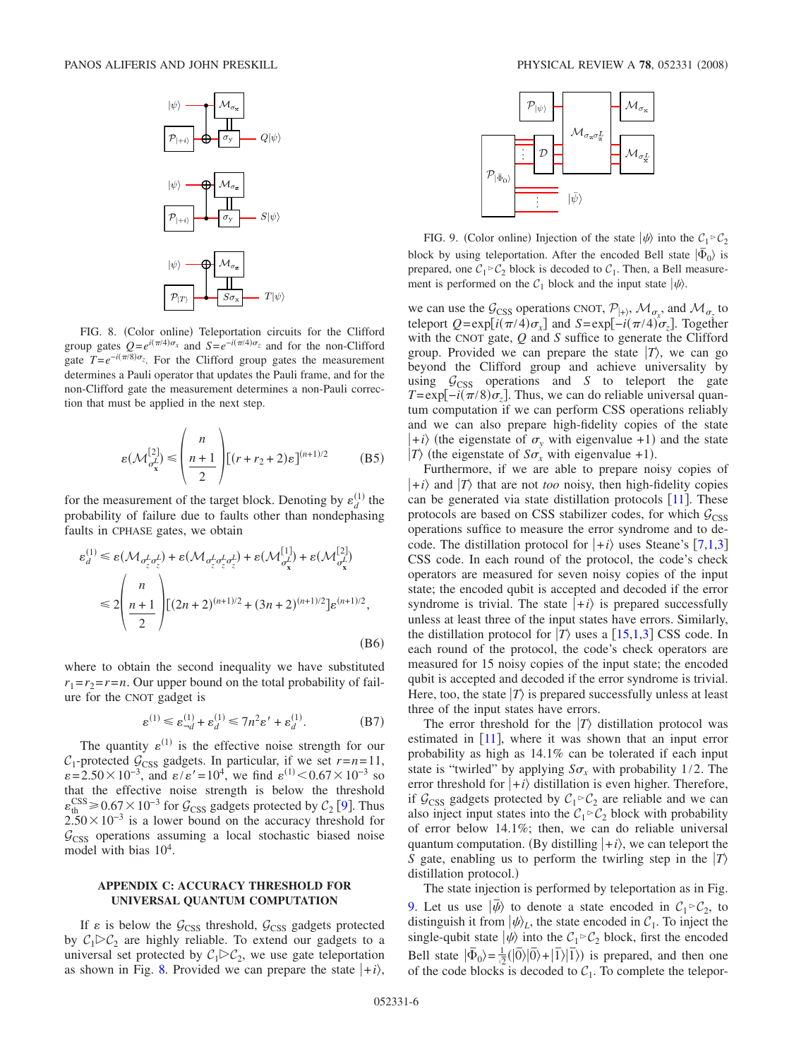FIG. 8. (Color online) Teleportation circuits for the Clifford group gates $Q=e^{i(\pi/4)\sigma_x}$ and $S=e^{-i(\pi/4)\sigma_z}$ and for the non-Clifford gate $T=e^{-i(\pi/8)\sigma_z}$. For the Clifford group gates the measurement determines a Pauli operator that updates the Pauli frame, and for the non-Clifford gate the measurement determines a non-Pauli correction that must be applied in the next step.

$$\varepsilon(\mathcal{M}^{[2]}_{\sigma^L_{\mathbf{x}}}) \leq \binom{n}{\frac{n+1}{2}}[(r+r_2+2)\varepsilon]^{(n+1)/2} \tag{B5}$$

for the measurement of the target block. Denoting by $\varepsilon_d^{(1)}$ the probability of failure due to faults other than nondephasing faults in CPHASE gates, we obtain

$$\begin{aligned}\varepsilon_d^{(1)} &\leq \varepsilon(\mathcal{M}_{\sigma^L_z\sigma^L_z}) + \varepsilon(\mathcal{M}_{\sigma^L_z\sigma^L_z\sigma^L_z}) + \varepsilon(\mathcal{M}^{[1]}_{\sigma^L_{\mathbf{x}}}) + \varepsilon(\mathcal{M}^{[2]}_{\sigma^L_{\mathbf{x}}})\\ &\leq 2\binom{n}{\frac{n+1}{2}}[(2n+2)^{(n+1)/2} + (3n+2)^{(n+1)/2}]\varepsilon^{(n+1)/2},\end{aligned} \tag{B6}$$

where to obtain the second inequality we have substituted $r_1=r_2=r=n$. Our upper bound on the total probability of failure for the CNOT gadget is

$$\varepsilon^{(1)} \leq \varepsilon^{(1)}_{\neg d} + \varepsilon_d^{(1)} \leq 7n^2\varepsilon' + \varepsilon_d^{(1)}. \tag{B7}$$

The quantity $\varepsilon^{(1)}$ is the effective noise strength for our $\mathcal{C}_1$-protected $\mathcal{G}_{\text{CSS}}$ gadgets. In particular, if we set $r=n=11$, $\varepsilon=2.50\times10^{-3}$, and $\varepsilon/\varepsilon'=10^4$, we find $\varepsilon^{(1)}<0.67\times10^{-3}$ so that the effective noise strength is below the threshold $\varepsilon_{\text{th}}^{\text{CSS}}\geq 0.67\times10^{-3}$ for $\mathcal{G}_{\text{CSS}}$ gadgets protected by $\mathcal{C}_2$ [9]. Thus $2.50\times10^{-3}$ is a lower bound on the accuracy threshold for $\mathcal{G}_{\text{CSS}}$ operations assuming a local stochastic biased noise model with bias $10^4$.

## APPENDIX C: ACCURACY THRESHOLD FOR UNIVERSAL QUANTUM COMPUTATION

If $\varepsilon$ is below the $\mathcal{G}_{\text{CSS}}$ threshold, $\mathcal{G}_{\text{CSS}}$ gadgets protected by $\mathcal{C}_1 \triangleright \mathcal{C}_2$ are highly reliable. To extend our gadgets to a universal set protected by $\mathcal{C}_1 \triangleright \mathcal{C}_2$, we use gate teleportation as shown in Fig. 8. Provided we can prepare the state $|+i\rangle$, we can use the $\mathcal{G}_{\text{CSS}}$ operations CNOT, $\mathcal{P}_{|+\rangle}$, $\mathcal{M}_{\sigma_x}$, and $\mathcal{M}_{\sigma_z}$ to teleport $Q=\exp[i(\pi/4)\sigma_x]$ and $S=\exp[-i(\pi/4)\sigma_z]$. Together with the CNOT gate, $Q$ and $S$ suffice to generate the Clifford group. Provided we can prepare the state $|T\rangle$, we can go beyond the Clifford group and achieve universality by using $\mathcal{G}_{\text{CSS}}$ operations and $S$ to teleport the gate $T=\exp[-i(\pi/8)\sigma_z]$. Thus, we can do reliable universal quantum computation if we can perform CSS operations reliably and we can also prepare high-fidelity copies of the state $|+i\rangle$ (the eigenstate of $\sigma_y$ with eigenvalue +1) and the state $|T\rangle$ (the eigenstate of $S\sigma_x$ with eigenvalue +1).

FIG. 9. (Color online) Injection of the state $|\psi\rangle$ into the $\mathcal{C}_1 \triangleright \mathcal{C}_2$ block by using teleportation. After the encoded Bell state $|\bar{\Phi}_0\rangle$ is prepared, one $\mathcal{C}_1 \triangleright \mathcal{C}_2$ block is decoded to $\mathcal{C}_1$. Then, a Bell measurement is performed on the $\mathcal{C}_1$ block and the input state $|\psi\rangle$.

Furthermore, if we are able to prepare noisy copies of $|+i\rangle$ and $|T\rangle$ that are not *too* noisy, then high-fidelity copies can be generated via state distillation protocols [11]. These protocols are based on CSS stabilizer codes, for which $\mathcal{G}_{\text{CSS}}$ operations suffice to measure the error syndrome and to decode. The distillation protocol for $|+i\rangle$ uses Steane's [7,1,3] CSS code. In each round of the protocol, the code's check operators are measured for seven noisy copies of the input state; the encoded qubit is accepted and decoded if the error syndrome is trivial. The state $|+i\rangle$ is prepared successfully unless at least three of the input states have errors. Similarly, the distillation protocol for $|T\rangle$ uses a [15,1,3] CSS code. In each round of the protocol, the code's check operators are measured for 15 noisy copies of the input state; the encoded qubit is accepted and decoded if the error syndrome is trivial. Here, too, the state $|T\rangle$ is prepared successfully unless at least three of the input states have errors.

The error threshold for the $|T\rangle$ distillation protocol was estimated in [11], where it was shown that an input error probability as high as 14.1% can be tolerated if each input state is "twirled" by applying $S\sigma_x$ with probability 1/2. The error threshold for $|+i\rangle$ distillation is even higher. Therefore, if $\mathcal{G}_{\text{CSS}}$ gadgets protected by $\mathcal{C}_1 \triangleright \mathcal{C}_2$ are reliable and we can also inject input states into the $\mathcal{C}_1 \triangleright \mathcal{C}_2$ block with probability of error below 14.1%; then, we can do reliable universal quantum computation. (By distilling $|+i\rangle$, we can teleport the $S$ gate, enabling us to perform the twirling step in the $|T\rangle$ distillation protocol.)

The state injection is performed by teleportation as in Fig. 9. Let us use $|\bar{\psi}\rangle$ to denote a state encoded in $\mathcal{C}_1 \triangleright \mathcal{C}_2$, to distinguish it from $|\psi\rangle_L$, the state encoded in $\mathcal{C}_1$. To inject the single-qubit state $|\psi\rangle$ into the $\mathcal{C}_1 \triangleright \mathcal{C}_2$ block, first the encoded Bell state $|\bar{\Phi}_0\rangle=\frac{1}{\sqrt{2}}(|\bar{0}\rangle|\bar{0}\rangle+|\bar{1}\rangle|\bar{1}\rangle)$ is prepared, and then one of the code blocks is decoded to $\mathcal{C}_1$. To complete the telepor-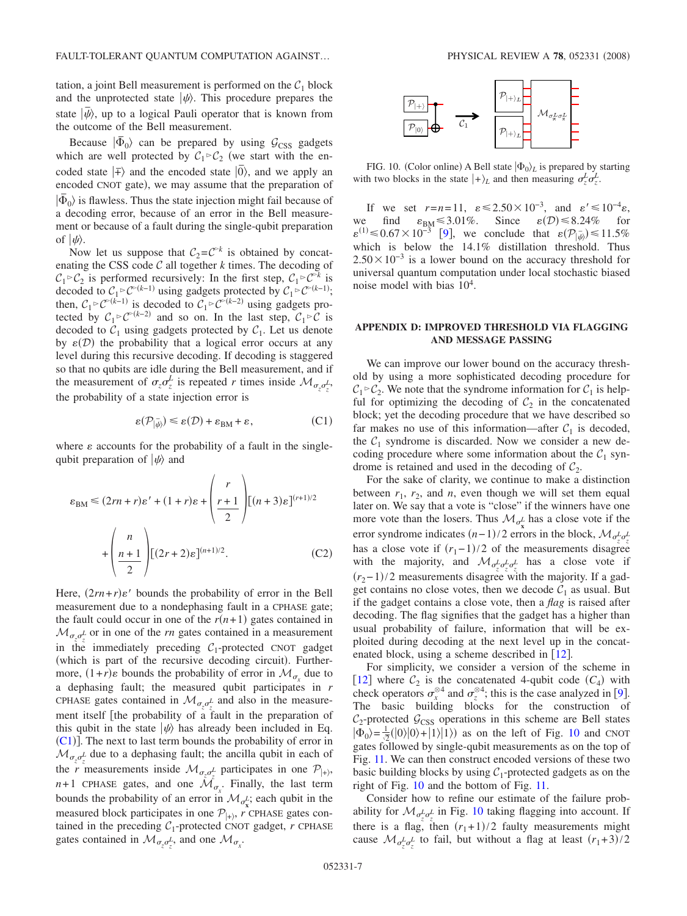tation, a joint Bell measurement is performed on the $\mathcal{C}_1$ block and the unprotected state $|\psi\rangle$. This procedure prepares the state $|\bar{\psi}\rangle$, up to a logical Pauli operator that is known from the outcome of the Bell measurement.

Because $|\bar{\Phi}_0\rangle$ can be prepared by using $\mathcal{G}_{\mathrm{CSS}}$ gadgets which are well protected by $\mathcal{C}_1 \triangleright \mathcal{C}_2$ (we start with the encoded state $|\bar{+}\rangle$ and the encoded state $|\bar{0}\rangle$, and we apply an encoded CNOT gate), we may assume that the preparation of $|\bar{\Phi}_0\rangle$ is flawless. Thus the state injection might fail because of a decoding error, because of an error in the Bell measurement or because of a fault during the single-qubit preparation of $|\psi\rangle$.

Now let us suppose that $\mathcal{C}_2 = \mathcal{C}^{\triangleright k}$ is obtained by concatenating the CSS code $\mathcal{C}$ all together $k$ times. The decoding of $\mathcal{C}_1 \triangleright \mathcal{C}_2$ is performed recursively: In the first step, $\mathcal{C}_1 \triangleright \mathcal{C}^{\triangleright k}$ is decoded to $\mathcal{C}_1 \triangleright \mathcal{C}^{\triangleright (k-1)}$ using gadgets protected by $\mathcal{C}_1 \triangleright \mathcal{C}^{\triangleright (k-1)}$; then, $\mathcal{C}_1 \triangleright \mathcal{C}^{\triangleright (k-1)}$ is decoded to $\mathcal{C}_1 \triangleright \mathcal{C}^{\triangleright (k-2)}$ using gadgets protected by $\mathcal{C}_1 \triangleright \mathcal{C}^{\triangleright (k-2)}$ and so on. In the last step, $\mathcal{C}_1 \triangleright \mathcal{C}$ is decoded to $\mathcal{C}_1$ using gadgets protected by $\mathcal{C}_1$. Let us denote by $\varepsilon(\mathcal{D})$ the probability that a logical error occurs at any level during this recursive decoding. If decoding is staggered so that no qubits are idle during the Bell measurement, and if the measurement of $\sigma_z \sigma_z^L$ is repeated $r$ times inside $\mathcal{M}_{\sigma_z \sigma_z^L}$, the probability of a state injection error is

$$\varepsilon(\mathcal{P}_{|\bar{\psi}\rangle}) \leq \varepsilon(\mathcal{D}) + \varepsilon_{\mathrm{BM}} + \varepsilon, \tag{C1}$$

where $\varepsilon$ accounts for the probability of a fault in the single-qubit preparation of $|\psi\rangle$ and

$$\varepsilon_{\mathrm{BM}} \leq (2rn + r)\varepsilon' + (1 + r)\varepsilon + \binom{r}{\frac{r+1}{2}}[(n+3)\varepsilon]^{(r+1)/2} + \binom{n}{\frac{n+1}{2}}[(2r+2)\varepsilon]^{(n+1)/2}. \tag{C2}$$

Here, $(2rn+r)\varepsilon'$ bounds the probability of error in the Bell measurement due to a nondephasing fault in a CPHASE gate; the fault could occur in one of the $r(n+1)$ gates contained in $\mathcal{M}_{\sigma_z \sigma_z^L}$ or in one of the $rn$ gates contained in a measurement in the immediately preceding $\mathcal{C}_1$-protected CNOT gadget (which is part of the recursive decoding circuit). Furthermore, $(1+r)\varepsilon$ bounds the probability of error in $\mathcal{M}_{\sigma_x}$ due to a dephasing fault; the measured qubit participates in $r$ CPHASE gates contained in $\mathcal{M}_{\sigma_z \sigma_z^L}$ and also in the measurement itself [the probability of a fault in the preparation of this qubit in the state $|\psi\rangle$ has already been included in Eq. (C1)]. The next to last term bounds the probability of error in $\mathcal{M}_{\sigma_z \sigma_z^L}$ due to a dephasing fault; the ancilla qubit in each of the $r$ measurements inside $\mathcal{M}_{\sigma_z \sigma_z^L}$ participates in one $\mathcal{P}_{|+\rangle}$, $n+1$ CPHASE gates, and one $\mathcal{M}_{\sigma_x}$. Finally, the last term bounds the probability of an error in $\mathcal{M}_{\sigma_{\mathbf{x}}^L}$; each qubit in the measured block participates in one $\mathcal{P}_{|+\rangle}$, $r$ CPHASE gates contained in the preceding $\mathcal{C}_1$-protected CNOT gadget, $r$ CPHASE gates contained in $\mathcal{M}_{\sigma_z \sigma_z^L}$, and one $\mathcal{M}_{\sigma_x}$.

FIG. 10. (Color online) A Bell state $|\Phi_0\rangle_L$ is prepared by starting with two blocks in the state $|+\rangle_L$ and then measuring $\sigma_z^L \sigma_z^L$.

If we set $r = n = 11$, $\varepsilon \leq 2.50 \times 10^{-3}$, and $\varepsilon' \leq 10^{-4}\varepsilon$, we find $\varepsilon_{\mathrm{BM}} \leq 3.01\%$. Since $\varepsilon(\mathcal{D}) \leq 8.24\%$ for $\varepsilon^{(1)} \leq 0.67 \times 10^{-3}$ [9], we conclude that $\varepsilon(\mathcal{P}_{|\bar{\psi}\rangle}) \leq 11.5\%$ which is below the 14.1% distillation threshold. Thus $2.50 \times 10^{-3}$ is a lower bound on the accuracy threshold for universal quantum computation under local stochastic biased noise model with bias $10^4$.

## APPENDIX D: IMPROVED THRESHOLD VIA FLAGGING AND MESSAGE PASSING

We can improve our lower bound on the accuracy threshold by using a more sophisticated decoding procedure for $\mathcal{C}_1 \triangleright \mathcal{C}_2$. We note that the syndrome information for $\mathcal{C}_1$ is helpful for optimizing the decoding of $\mathcal{C}_2$ in the concatenated block; yet the decoding procedure that we have described so far makes no use of this information—after $\mathcal{C}_1$ is decoded, the $\mathcal{C}_1$ syndrome is discarded. Now we consider a new decoding procedure where some information about the $\mathcal{C}_1$ syndrome is retained and used in the decoding of $\mathcal{C}_2$.

For the sake of clarity, we continue to make a distinction between $r_1$, $r_2$, and $n$, even though we will set them equal later on. We say that a vote is "close" if the winners have one more vote than the losers. Thus $\mathcal{M}_{\sigma_{\mathbf{x}}^L}$ has a close vote if the error syndrome indicates $(n-1)/2$ errors in the block, $\mathcal{M}_{\sigma_z^L \sigma_z^L}$ has a close vote if $(r_1 - 1)/2$ of the measurements disagree with the majority, and $\mathcal{M}_{\sigma_z^L \sigma_z^L \sigma_z^L}$ has a close vote if $(r_2 - 1)/2$ measurements disagree with the majority. If a gadget contains no close votes, then we decode $\mathcal{C}_1$ as usual. But if the gadget contains a close vote, then a *flag* is raised after decoding. The flag signifies that the gadget has a higher than usual probability of failure, information that will be exploited during decoding at the next level up in the concatenated block, using a scheme described in [12].

For simplicity, we consider a version of the scheme in [12] where $\mathcal{C}_2$ is the concatenated 4-qubit code ($C_4$) with check operators $\sigma_x^{\otimes 4}$ and $\sigma_z^{\otimes 4}$; this is the case analyzed in [9]. The basic building blocks for the construction of $\mathcal{C}_2$-protected $\mathcal{G}_{\mathrm{CSS}}$ operations in this scheme are Bell states $|\Phi_0\rangle = \frac{1}{\sqrt{2}}(|0\rangle|0\rangle + |1\rangle|1\rangle)$ as on the left of Fig. 10 and CNOT gates followed by single-qubit measurements as on the top of Fig. 11. We can then construct encoded versions of these two basic building blocks by using $\mathcal{C}_1$-protected gadgets as on the right of Fig. 10 and the bottom of Fig. 11.

Consider how to refine our estimate of the failure probability for $\mathcal{M}_{\sigma_z^L \sigma_z^L}$ in Fig. 10 taking flagging into account. If there is a flag, then $(r_1+1)/2$ faulty measurements might cause $\mathcal{M}_{\sigma_z^L \sigma_z^L}$ to fail, but without a flag at least $(r_1+3)/2$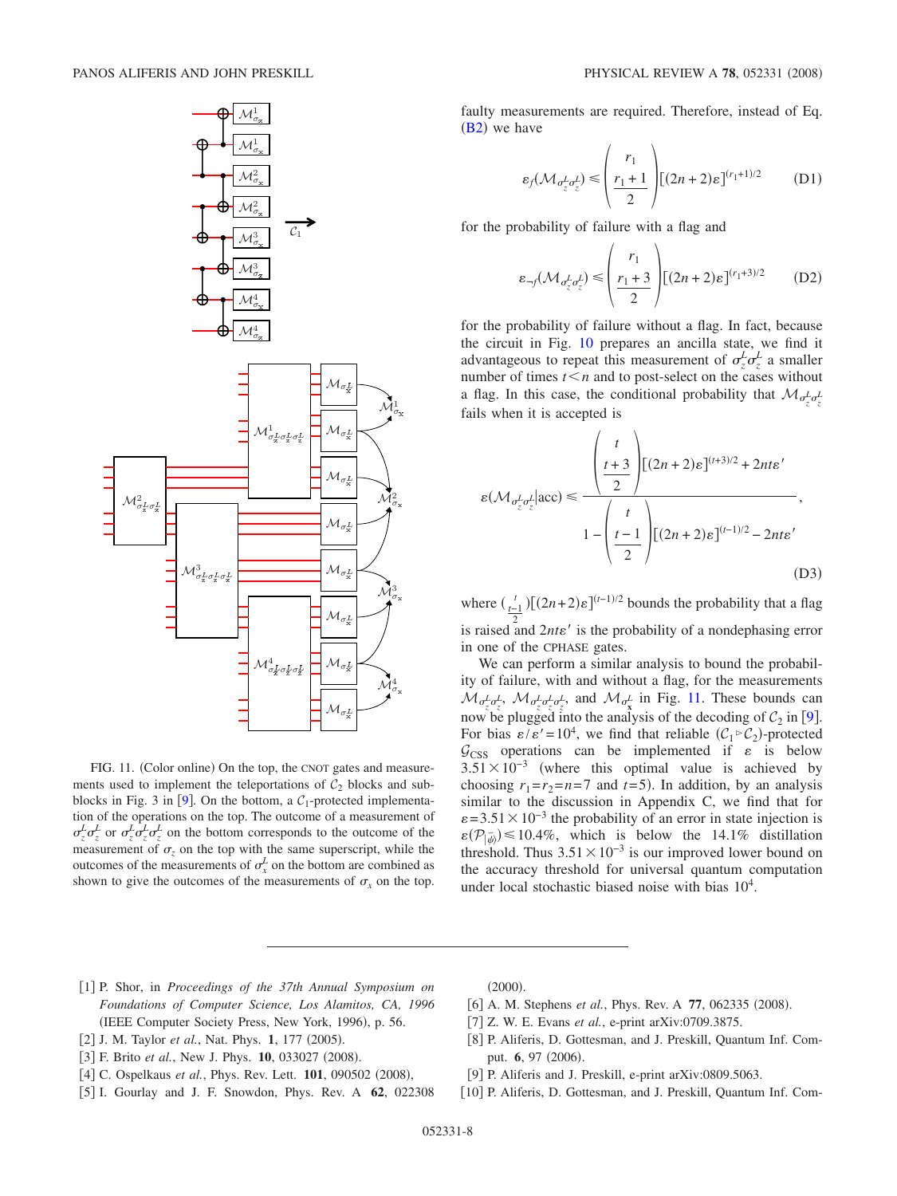FIG. 11. (Color online) On the top, the CNOT gates and measurements used to implement the teleportations of $\mathcal{C}_2$ blocks and subblocks in Fig. 3 in [9]. On the bottom, a $\mathcal{C}_1$-protected implementation of the operations on the top. The outcome of a measurement of $\sigma_z^L\sigma_z^L$ or $\sigma_z^L\sigma_z^L\sigma_z^L$ on the bottom corresponds to the outcome of the measurement of $\sigma_z$ on the top with the same superscript, while the outcomes of the measurements of $\sigma_x^L$ on the bottom are combined as shown to give the outcomes of the measurements of $\sigma_x$ on the top.

faulty measurements are required. Therefore, instead of Eq. (B2) we have

$$\varepsilon_f(\mathcal{M}_{\sigma_z^L\sigma_z^L}) \leq \binom{r_1}{\frac{r_1+1}{2}}[(2n+2)\varepsilon]^{(r_1+1)/2} \qquad \text{(D1)}$$

for the probability of failure with a flag and

$$\varepsilon_{\neg f}(\mathcal{M}_{\sigma_z^L\sigma_z^L}) \leq \binom{r_1}{\frac{r_1+3}{2}}[(2n+2)\varepsilon]^{(r_1+3)/2} \qquad \text{(D2)}$$

for the probability of failure without a flag. In fact, because the circuit in Fig. 10 prepares an ancilla state, we find it advantageous to repeat this measurement of $\sigma_z^L\sigma_z^L$ a smaller number of times $t<n$ and to post-select on the cases without a flag. In this case, the conditional probability that $\mathcal{M}_{\sigma_z^L\sigma_z^L}$ fails when it is accepted is

$$\varepsilon(\mathcal{M}_{\sigma_z^L\sigma_z^L}|\text{acc}) \leq \frac{\binom{t}{\frac{t+3}{2}}[(2n+2)\varepsilon]^{(t+3)/2} + 2nt\varepsilon'}{1-\binom{t}{\frac{t-1}{2}}[(2n+2)\varepsilon]^{(t-1)/2} - 2nt\varepsilon'}, \qquad \text{(D3)}$$

where $\binom{t}{\frac{t-1}{2}}[(2n+2)\varepsilon]^{(t-1)/2}$ bounds the probability that a flag is raised and $2nt\varepsilon'$ is the probability of a nondephasing error in one of the CPHASE gates.

We can perform a similar analysis to bound the probability of failure, with and without a flag, for the measurements $\mathcal{M}_{\sigma_z^L\sigma_z^L}$, $\mathcal{M}_{\sigma_z^L\sigma_z^L\sigma_z^L}$, and $\mathcal{M}_{\sigma_{\mathbf{x}}^L}$ in Fig. 11. These bounds can now be plugged into the analysis of the decoding of $\mathcal{C}_2$ in [9]. For bias $\varepsilon/\varepsilon'=10^4$, we find that reliable $(\mathcal{C}_1 \triangleright \mathcal{C}_2)$-protected $\mathcal{G}_{\text{CSS}}$ operations can be implemented if $\varepsilon$ is below $3.51\times10^{-3}$ (where this optimal value is achieved by choosing $r_1=r_2=n=7$ and $t=5$). In addition, by an analysis similar to the discussion in Appendix C, we find that for $\varepsilon=3.51\times10^{-3}$ the probability of an error in state injection is $\varepsilon(\mathcal{P}_{|\tilde{\psi}\rangle})\leq 10.4\%$, which is below the 14.1% distillation threshold. Thus $3.51\times10^{-3}$ is our improved lower bound on the accuracy threshold for universal quantum computation under local stochastic biased noise with bias $10^4$.

---

[1] P. Shor, in *Proceedings of the 37th Annual Symposium on Foundations of Computer Science, Los Alamitos, CA, 1996* (IEEE Computer Society Press, New York, 1996), p. 56.

[2] J. M. Taylor *et al.*, Nat. Phys. **1**, 177 (2005).

[3] F. Brito *et al.*, New J. Phys. **10**, 033027 (2008).

[4] C. Ospelkaus *et al.*, Phys. Rev. Lett. **101**, 090502 (2008),

[5] I. Gourlay and J. F. Snowdon, Phys. Rev. A **62**, 022308 (2000).

[6] A. M. Stephens *et al.*, Phys. Rev. A **77**, 062335 (2008).

[7] Z. W. E. Evans *et al.*, e-print arXiv:0709.3875.

[8] P. Aliferis, D. Gottesman, and J. Preskill, Quantum Inf. Comput. **6**, 97 (2006).

[9] P. Aliferis and J. Preskill, e-print arXiv:0809.5063.

[10] P. Aliferis, D. Gottesman, and J. Preskill, Quantum Inf. Com-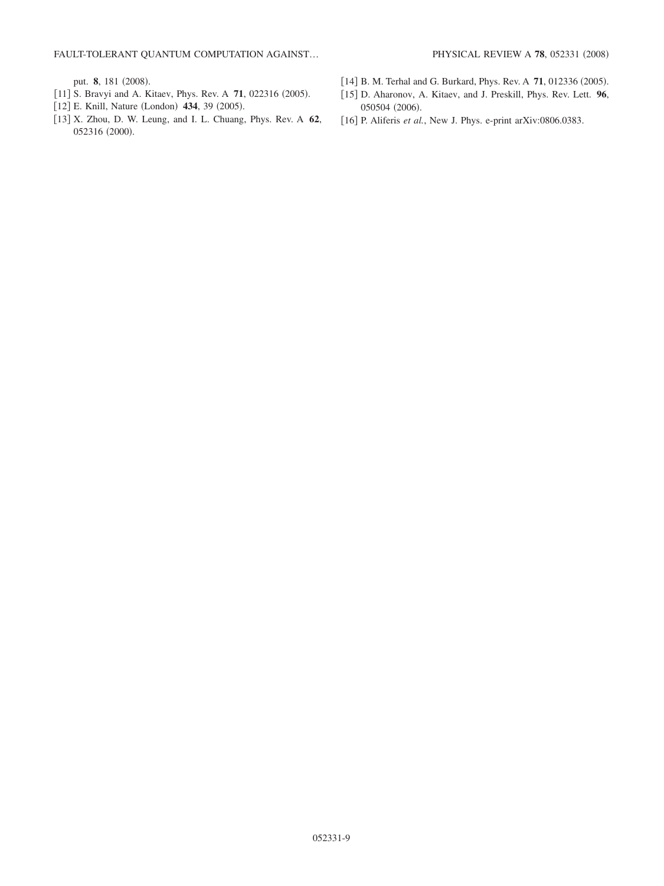put. **8**, 181 (2008).

[11] S. Bravyi and A. Kitaev, Phys. Rev. A **71**, 022316 (2005).

[12] E. Knill, Nature (London) **434**, 39 (2005).

[13] X. Zhou, D. W. Leung, and I. L. Chuang, Phys. Rev. A **62**, 052316 (2000).

[14] B. M. Terhal and G. Burkard, Phys. Rev. A **71**, 012336 (2005).

[15] D. Aharonov, A. Kitaev, and J. Preskill, Phys. Rev. Lett. **96**, 050504 (2006).

[16] P. Aliferis *et al.*, New J. Phys. e-print arXiv:0806.0383.